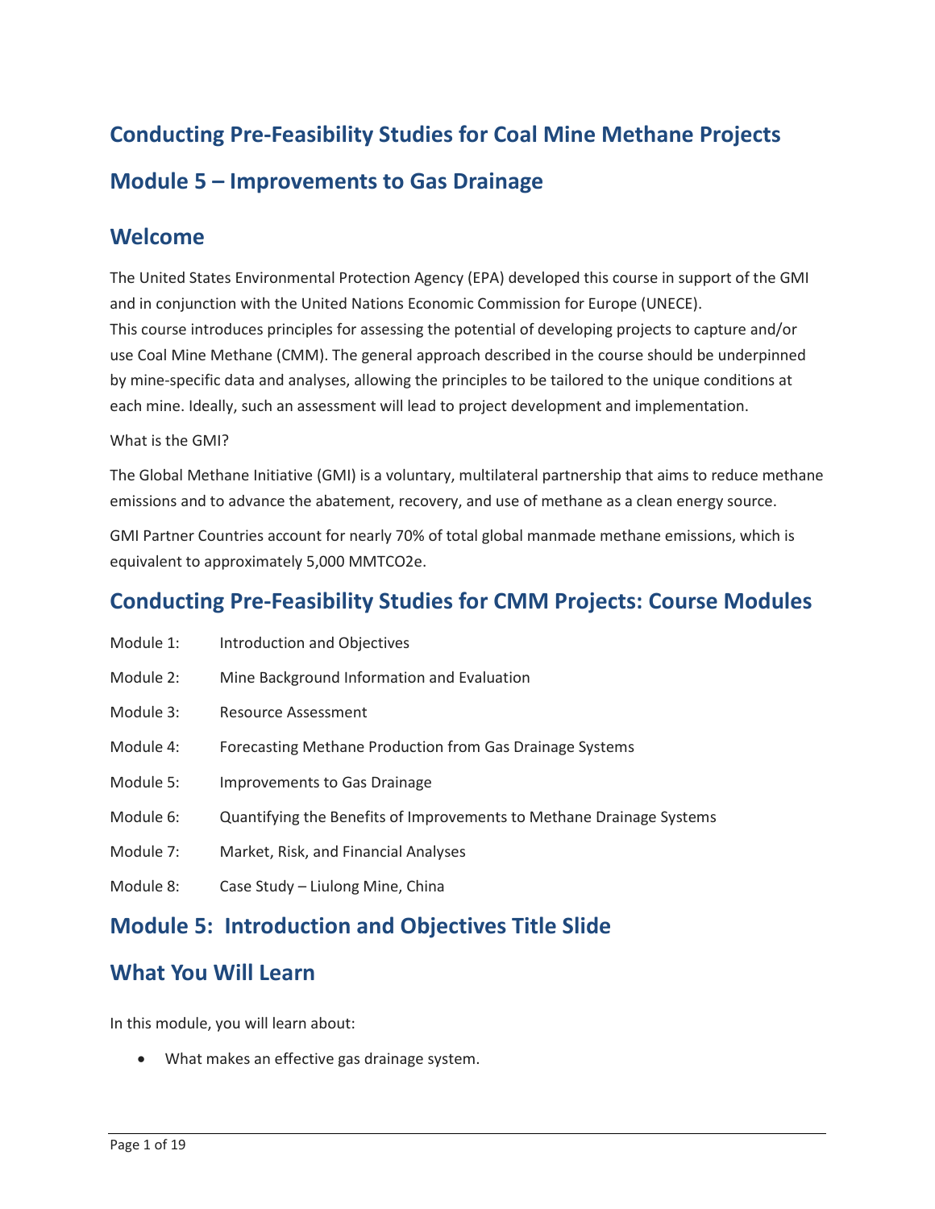# Conducting Pre-Feasibility Studies for Coal Mine Methane Projects

# Module 5 – Improvements to Gas Drainage

## Welcome

The United States Environmental Protection Agency (EPA) developed this course in support of the GMI and in conjunction with the United Nations Economic Commission for Europe (UNECE).
This course introduces principles for assessing the potential of developing projects to capture and/or use Coal Mine Methane (CMM). The general approach described in the course should be underpinned by mine-specific data and analyses, allowing the principles to be tailored to the unique conditions at each mine. Ideally, such an assessment will lead to project development and implementation.

What is the GMI?

The Global Methane Initiative (GMI) is a voluntary, multilateral partnership that aims to reduce methane emissions and to advance the abatement, recovery, and use of methane as a clean energy source.

GMI Partner Countries account for nearly 70% of total global manmade methane emissions, which is equivalent to approximately 5,000 MMTCO2e.

## Conducting Pre-Feasibility Studies for CMM Projects: Course Modules

Module 1: Introduction and Objectives

Module 2: Mine Background Information and Evaluation

Module 3: Resource Assessment

Module 4: Forecasting Methane Production from Gas Drainage Systems

Module 5: Improvements to Gas Drainage

Module 6: Quantifying the Benefits of Improvements to Methane Drainage Systems

Module 7: Market, Risk, and Financial Analyses

Module 8: Case Study – Liulong Mine, China

## Module 5: Introduction and Objectives Title Slide

## What You Will Learn

In this module, you will learn about:

- What makes an effective gas drainage system.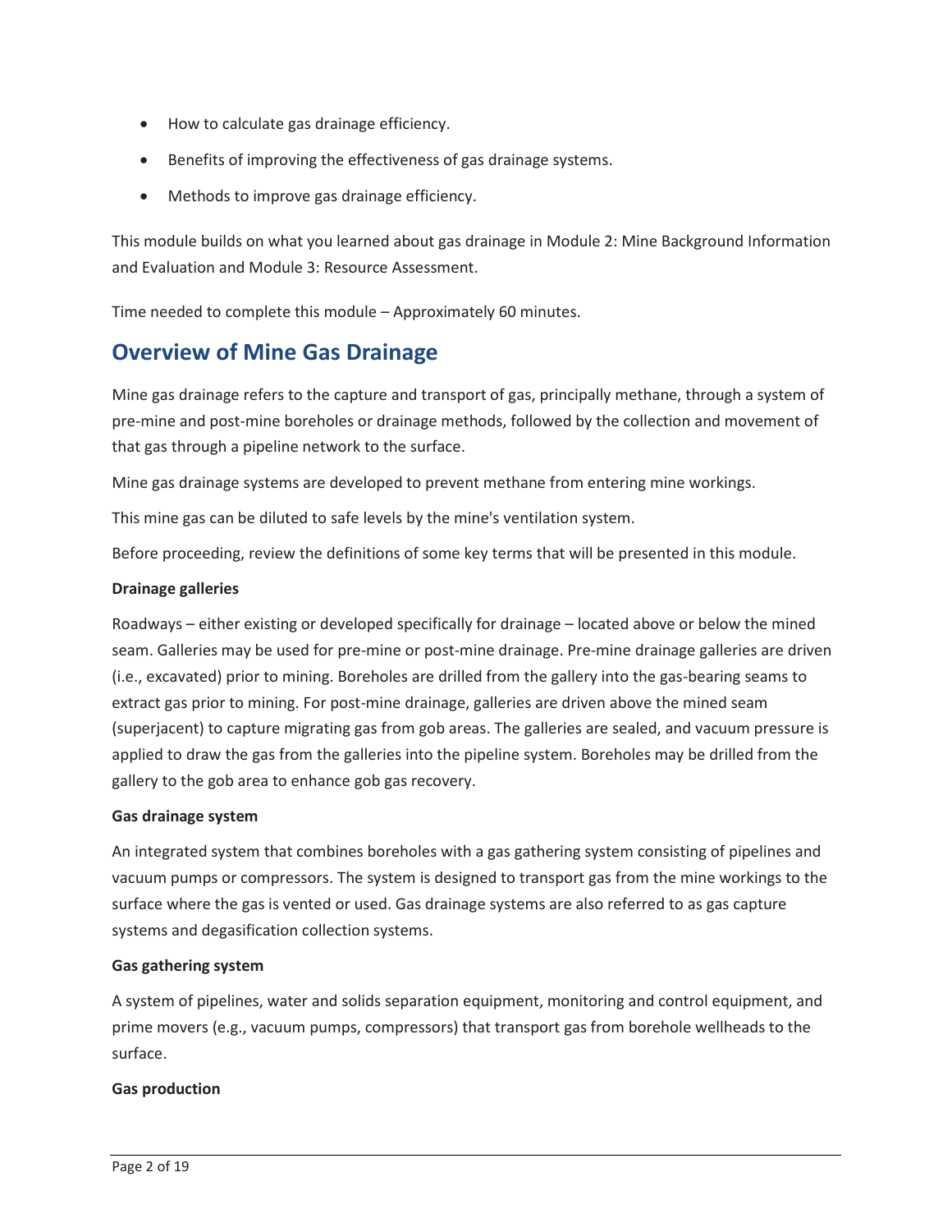- How to calculate gas drainage efficiency.
- Benefits of improving the effectiveness of gas drainage systems.
- Methods to improve gas drainage efficiency.

This module builds on what you learned about gas drainage in Module 2: Mine Background Information and Evaluation and Module 3: Resource Assessment.

Time needed to complete this module – Approximately 60 minutes.

## Overview of Mine Gas Drainage

Mine gas drainage refers to the capture and transport of gas, principally methane, through a system of pre-mine and post-mine boreholes or drainage methods, followed by the collection and movement of that gas through a pipeline network to the surface.

Mine gas drainage systems are developed to prevent methane from entering mine workings.

This mine gas can be diluted to safe levels by the mine's ventilation system.

Before proceeding, review the definitions of some key terms that will be presented in this module.

**Drainage galleries**

Roadways – either existing or developed specifically for drainage – located above or below the mined seam. Galleries may be used for pre-mine or post-mine drainage. Pre-mine drainage galleries are driven (i.e., excavated) prior to mining. Boreholes are drilled from the gallery into the gas-bearing seams to extract gas prior to mining. For post-mine drainage, galleries are driven above the mined seam (superjacent) to capture migrating gas from gob areas. The galleries are sealed, and vacuum pressure is applied to draw the gas from the galleries into the pipeline system. Boreholes may be drilled from the gallery to the gob area to enhance gob gas recovery.

**Gas drainage system**

An integrated system that combines boreholes with a gas gathering system consisting of pipelines and vacuum pumps or compressors. The system is designed to transport gas from the mine workings to the surface where the gas is vented or used. Gas drainage systems are also referred to as gas capture systems and degasification collection systems.

**Gas gathering system**

A system of pipelines, water and solids separation equipment, monitoring and control equipment, and prime movers (e.g., vacuum pumps, compressors) that transport gas from borehole wellheads to the surface.

**Gas production**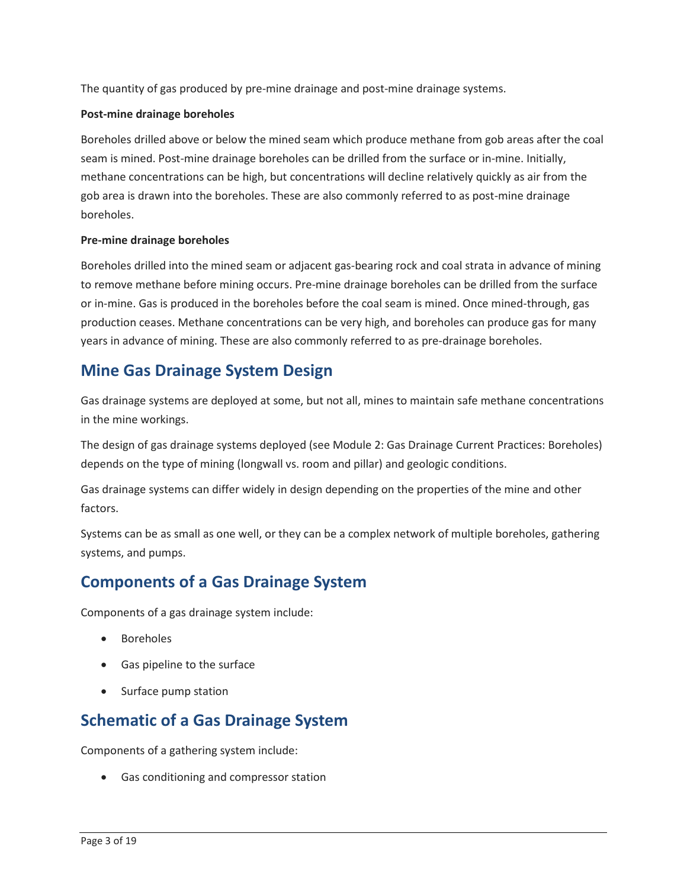The quantity of gas produced by pre-mine drainage and post-mine drainage systems.

**Post-mine drainage boreholes**

Boreholes drilled above or below the mined seam which produce methane from gob areas after the coal seam is mined. Post-mine drainage boreholes can be drilled from the surface or in-mine. Initially, methane concentrations can be high, but concentrations will decline relatively quickly as air from the gob area is drawn into the boreholes. These are also commonly referred to as post-mine drainage boreholes.

**Pre-mine drainage boreholes**

Boreholes drilled into the mined seam or adjacent gas-bearing rock and coal strata in advance of mining to remove methane before mining occurs. Pre-mine drainage boreholes can be drilled from the surface or in-mine. Gas is produced in the boreholes before the coal seam is mined. Once mined-through, gas production ceases. Methane concentrations can be very high, and boreholes can produce gas for many years in advance of mining. These are also commonly referred to as pre-drainage boreholes.

## Mine Gas Drainage System Design

Gas drainage systems are deployed at some, but not all, mines to maintain safe methane concentrations in the mine workings.

The design of gas drainage systems deployed (see Module 2: Gas Drainage Current Practices: Boreholes) depends on the type of mining (longwall vs. room and pillar) and geologic conditions.

Gas drainage systems can differ widely in design depending on the properties of the mine and other factors.

Systems can be as small as one well, or they can be a complex network of multiple boreholes, gathering systems, and pumps.

## Components of a Gas Drainage System

Components of a gas drainage system include:

- Boreholes
- Gas pipeline to the surface
- Surface pump station

## Schematic of a Gas Drainage System

Components of a gathering system include:

- Gas conditioning and compressor station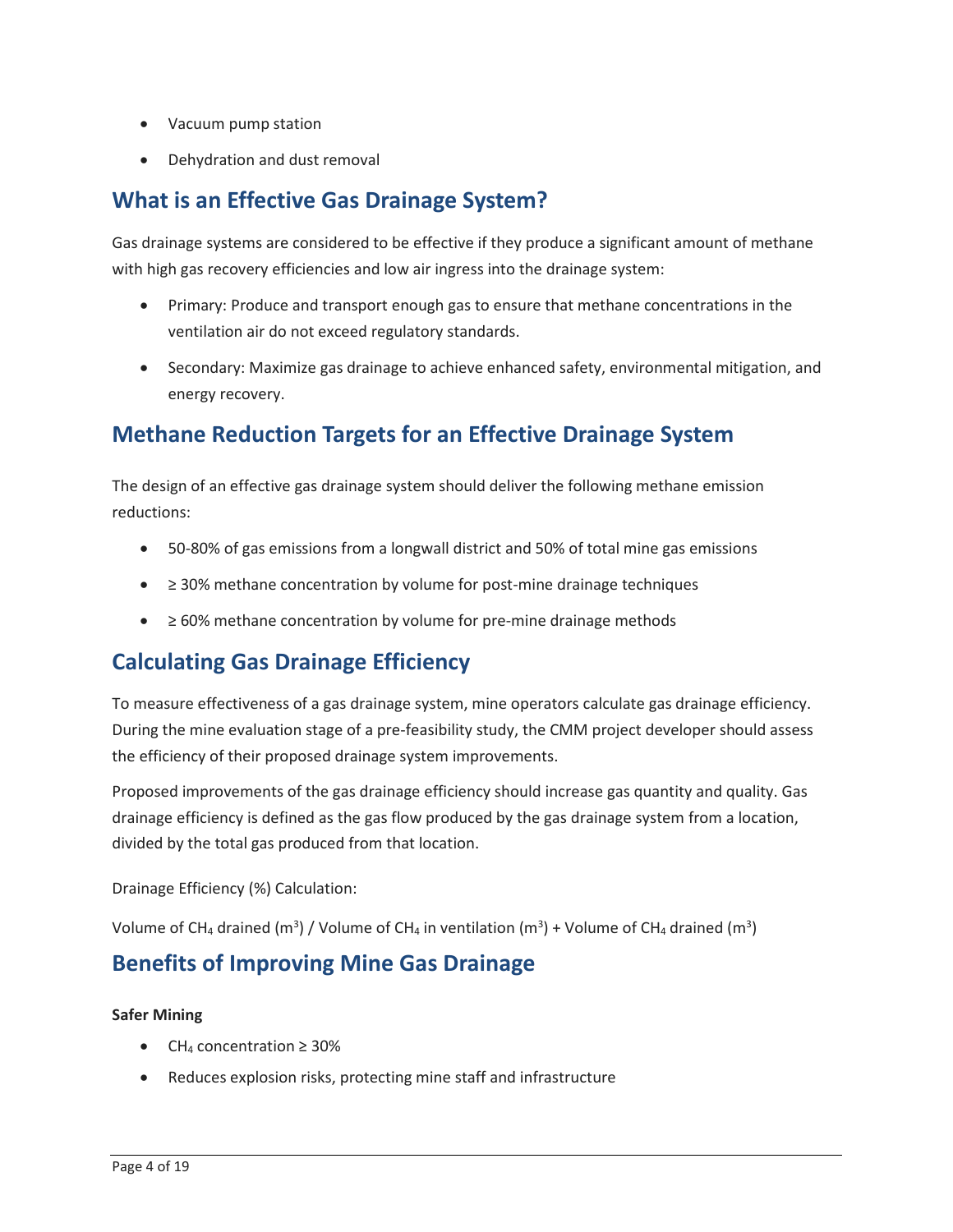- Vacuum pump station
- Dehydration and dust removal

## What is an Effective Gas Drainage System?

Gas drainage systems are considered to be effective if they produce a significant amount of methane with high gas recovery efficiencies and low air ingress into the drainage system:

- Primary: Produce and transport enough gas to ensure that methane concentrations in the ventilation air do not exceed regulatory standards.
- Secondary: Maximize gas drainage to achieve enhanced safety, environmental mitigation, and energy recovery.

## Methane Reduction Targets for an Effective Drainage System

The design of an effective gas drainage system should deliver the following methane emission reductions:

- 50-80% of gas emissions from a longwall district and 50% of total mine gas emissions
- ≥ 30% methane concentration by volume for post-mine drainage techniques
- ≥ 60% methane concentration by volume for pre-mine drainage methods

## Calculating Gas Drainage Efficiency

To measure effectiveness of a gas drainage system, mine operators calculate gas drainage efficiency. During the mine evaluation stage of a pre-feasibility study, the CMM project developer should assess the efficiency of their proposed drainage system improvements.

Proposed improvements of the gas drainage efficiency should increase gas quantity and quality. Gas drainage efficiency is defined as the gas flow produced by the gas drainage system from a location, divided by the total gas produced from that location.

Drainage Efficiency (%) Calculation:

Volume of $CH_4$ drained ($m^3$) / Volume of $CH_4$ in ventilation ($m^3$) + Volume of $CH_4$ drained ($m^3$)

## Benefits of Improving Mine Gas Drainage

**Safer Mining**

- $CH_4$ concentration ≥ 30%
- Reduces explosion risks, protecting mine staff and infrastructure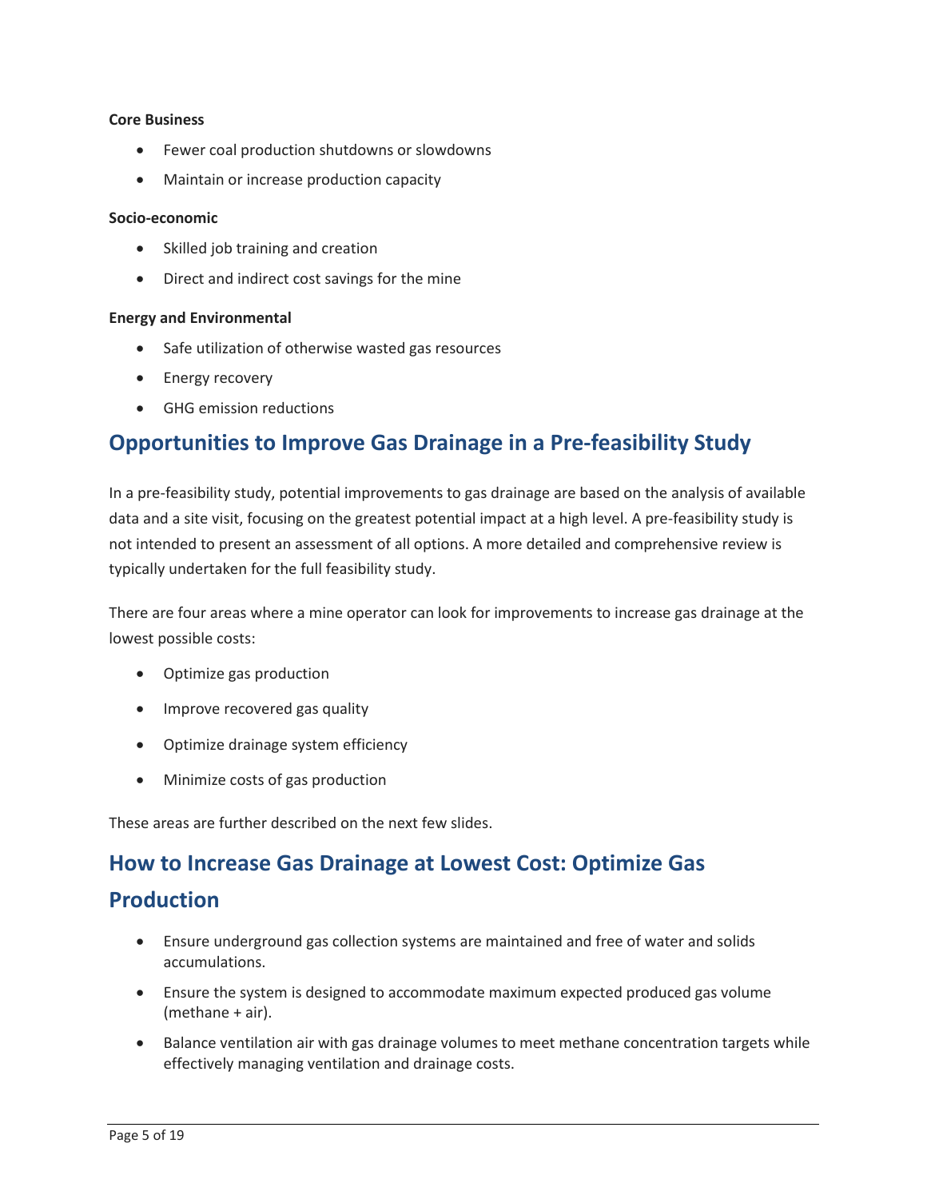**Core Business**

- Fewer coal production shutdowns or slowdowns
- Maintain or increase production capacity

**Socio-economic**

- Skilled job training and creation
- Direct and indirect cost savings for the mine

**Energy and Environmental**

- Safe utilization of otherwise wasted gas resources
- Energy recovery
- GHG emission reductions

## Opportunities to Improve Gas Drainage in a Pre-feasibility Study

In a pre-feasibility study, potential improvements to gas drainage are based on the analysis of available data and a site visit, focusing on the greatest potential impact at a high level. A pre-feasibility study is not intended to present an assessment of all options. A more detailed and comprehensive review is typically undertaken for the full feasibility study.

There are four areas where a mine operator can look for improvements to increase gas drainage at the lowest possible costs:

- Optimize gas production
- Improve recovered gas quality
- Optimize drainage system efficiency
- Minimize costs of gas production

These areas are further described on the next few slides.

## How to Increase Gas Drainage at Lowest Cost: Optimize Gas Production

- Ensure underground gas collection systems are maintained and free of water and solids accumulations.
- Ensure the system is designed to accommodate maximum expected produced gas volume (methane + air).
- Balance ventilation air with gas drainage volumes to meet methane concentration targets while effectively managing ventilation and drainage costs.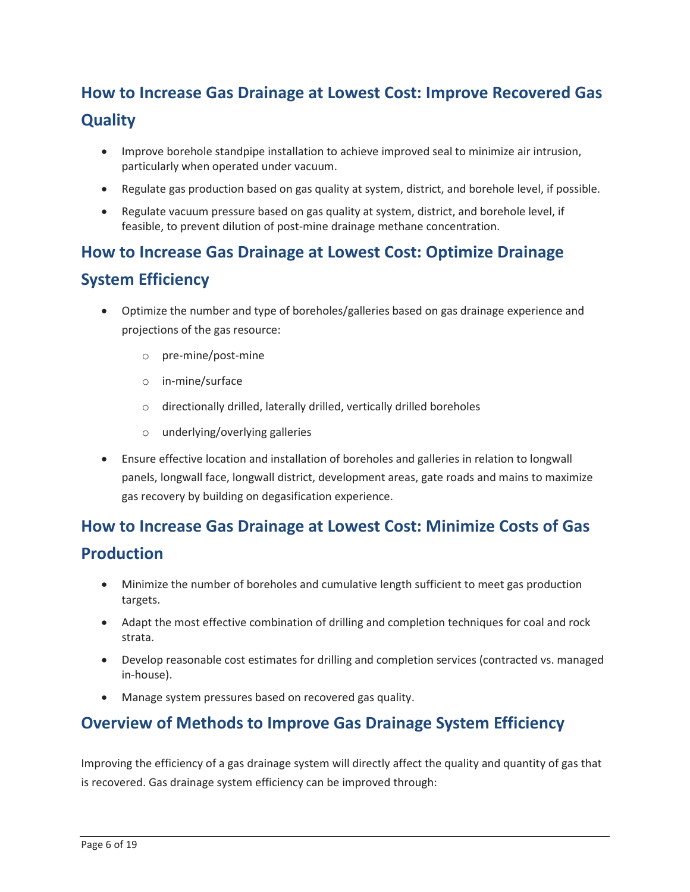## How to Increase Gas Drainage at Lowest Cost: Improve Recovered Gas Quality

- Improve borehole standpipe installation to achieve improved seal to minimize air intrusion, particularly when operated under vacuum.
- Regulate gas production based on gas quality at system, district, and borehole level, if possible.
- Regulate vacuum pressure based on gas quality at system, district, and borehole level, if feasible, to prevent dilution of post-mine drainage methane concentration.

## How to Increase Gas Drainage at Lowest Cost: Optimize Drainage System Efficiency

- Optimize the number and type of boreholes/galleries based on gas drainage experience and projections of the gas resource:
  - pre-mine/post-mine
  - in-mine/surface
  - directionally drilled, laterally drilled, vertically drilled boreholes
  - underlying/overlying galleries
- Ensure effective location and installation of boreholes and galleries in relation to longwall panels, longwall face, longwall district, development areas, gate roads and mains to maximize gas recovery by building on degasification experience.

## How to Increase Gas Drainage at Lowest Cost: Minimize Costs of Gas Production

- Minimize the number of boreholes and cumulative length sufficient to meet gas production targets.
- Adapt the most effective combination of drilling and completion techniques for coal and rock strata.
- Develop reasonable cost estimates for drilling and completion services (contracted vs. managed in-house).
- Manage system pressures based on recovered gas quality.

## Overview of Methods to Improve Gas Drainage System Efficiency

Improving the efficiency of a gas drainage system will directly affect the quality and quantity of gas that is recovered. Gas drainage system efficiency can be improved through: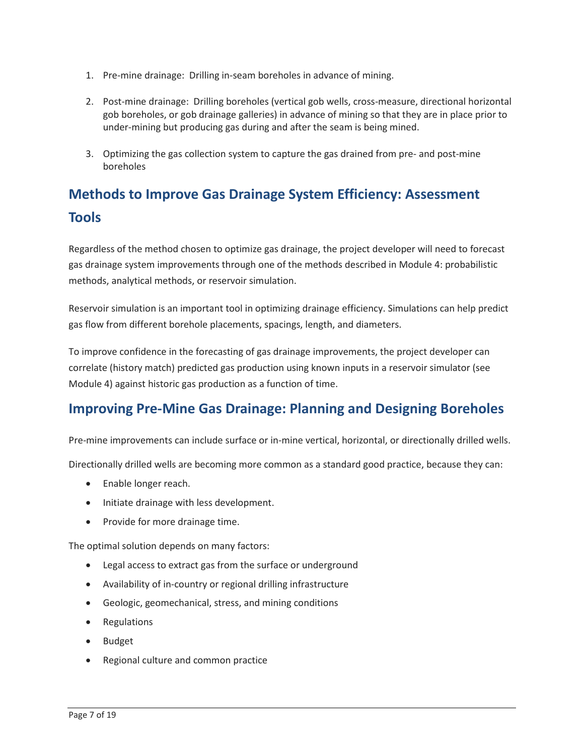1. Pre-mine drainage: Drilling in-seam boreholes in advance of mining.

2. Post-mine drainage: Drilling boreholes (vertical gob wells, cross-measure, directional horizontal gob boreholes, or gob drainage galleries) in advance of mining so that they are in place prior to under-mining but producing gas during and after the seam is being mined.

3. Optimizing the gas collection system to capture the gas drained from pre- and post-mine boreholes

## Methods to Improve Gas Drainage System Efficiency: Assessment Tools

Regardless of the method chosen to optimize gas drainage, the project developer will need to forecast gas drainage system improvements through one of the methods described in Module 4: probabilistic methods, analytical methods, or reservoir simulation.

Reservoir simulation is an important tool in optimizing drainage efficiency. Simulations can help predict gas flow from different borehole placements, spacings, length, and diameters.

To improve confidence in the forecasting of gas drainage improvements, the project developer can correlate (history match) predicted gas production using known inputs in a reservoir simulator (see Module 4) against historic gas production as a function of time.

## Improving Pre-Mine Gas Drainage: Planning and Designing Boreholes

Pre-mine improvements can include surface or in-mine vertical, horizontal, or directionally drilled wells.

Directionally drilled wells are becoming more common as a standard good practice, because they can:

- Enable longer reach.
- Initiate drainage with less development.
- Provide for more drainage time.

The optimal solution depends on many factors:

- Legal access to extract gas from the surface or underground
- Availability of in-country or regional drilling infrastructure
- Geologic, geomechanical, stress, and mining conditions
- Regulations
- Budget
- Regional culture and common practice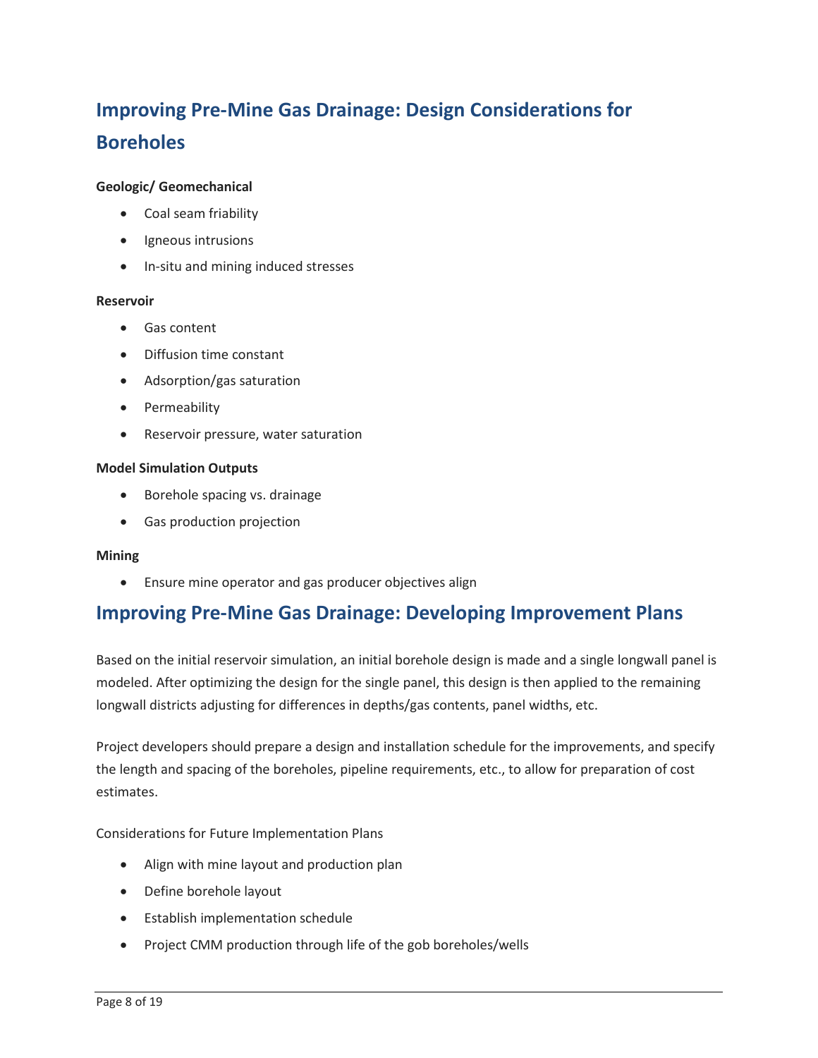## Improving Pre-Mine Gas Drainage: Design Considerations for Boreholes

**Geologic/ Geomechanical**

- Coal seam friability
- Igneous intrusions
- In-situ and mining induced stresses

**Reservoir**

- Gas content
- Diffusion time constant
- Adsorption/gas saturation
- Permeability
- Reservoir pressure, water saturation

**Model Simulation Outputs**

- Borehole spacing vs. drainage
- Gas production projection

**Mining**

- Ensure mine operator and gas producer objectives align

## Improving Pre-Mine Gas Drainage: Developing Improvement Plans

Based on the initial reservoir simulation, an initial borehole design is made and a single longwall panel is modeled. After optimizing the design for the single panel, this design is then applied to the remaining longwall districts adjusting for differences in depths/gas contents, panel widths, etc.

Project developers should prepare a design and installation schedule for the improvements, and specify the length and spacing of the boreholes, pipeline requirements, etc., to allow for preparation of cost estimates.

Considerations for Future Implementation Plans

- Align with mine layout and production plan
- Define borehole layout
- Establish implementation schedule
- Project CMM production through life of the gob boreholes/wells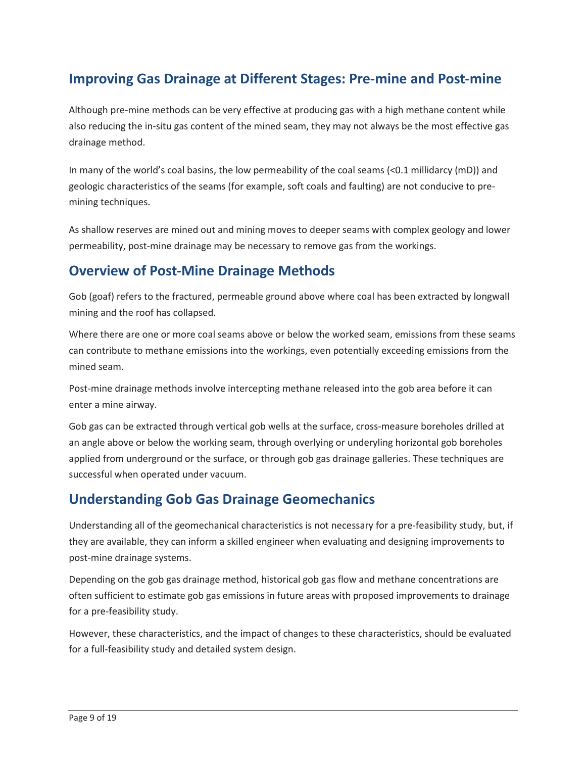## Improving Gas Drainage at Different Stages: Pre-mine and Post-mine

Although pre-mine methods can be very effective at producing gas with a high methane content while also reducing the in-situ gas content of the mined seam, they may not always be the most effective gas drainage method.

In many of the world's coal basins, the low permeability of the coal seams (<0.1 millidarcy (mD)) and geologic characteristics of the seams (for example, soft coals and faulting) are not conducive to pre-mining techniques.

As shallow reserves are mined out and mining moves to deeper seams with complex geology and lower permeability, post-mine drainage may be necessary to remove gas from the workings.

## Overview of Post-Mine Drainage Methods

Gob (goaf) refers to the fractured, permeable ground above where coal has been extracted by longwall mining and the roof has collapsed.

Where there are one or more coal seams above or below the worked seam, emissions from these seams can contribute to methane emissions into the workings, even potentially exceeding emissions from the mined seam.

Post-mine drainage methods involve intercepting methane released into the gob area before it can enter a mine airway.

Gob gas can be extracted through vertical gob wells at the surface, cross-measure boreholes drilled at an angle above or below the working seam, through overlying or underlying horizontal gob boreholes applied from underground or the surface, or through gob gas drainage galleries. These techniques are successful when operated under vacuum.

## Understanding Gob Gas Drainage Geomechanics

Understanding all of the geomechanical characteristics is not necessary for a pre-feasibility study, but, if they are available, they can inform a skilled engineer when evaluating and designing improvements to post-mine drainage systems.

Depending on the gob gas drainage method, historical gob gas flow and methane concentrations are often sufficient to estimate gob gas emissions in future areas with proposed improvements to drainage for a pre-feasibility study.

However, these characteristics, and the impact of changes to these characteristics, should be evaluated for a full-feasibility study and detailed system design.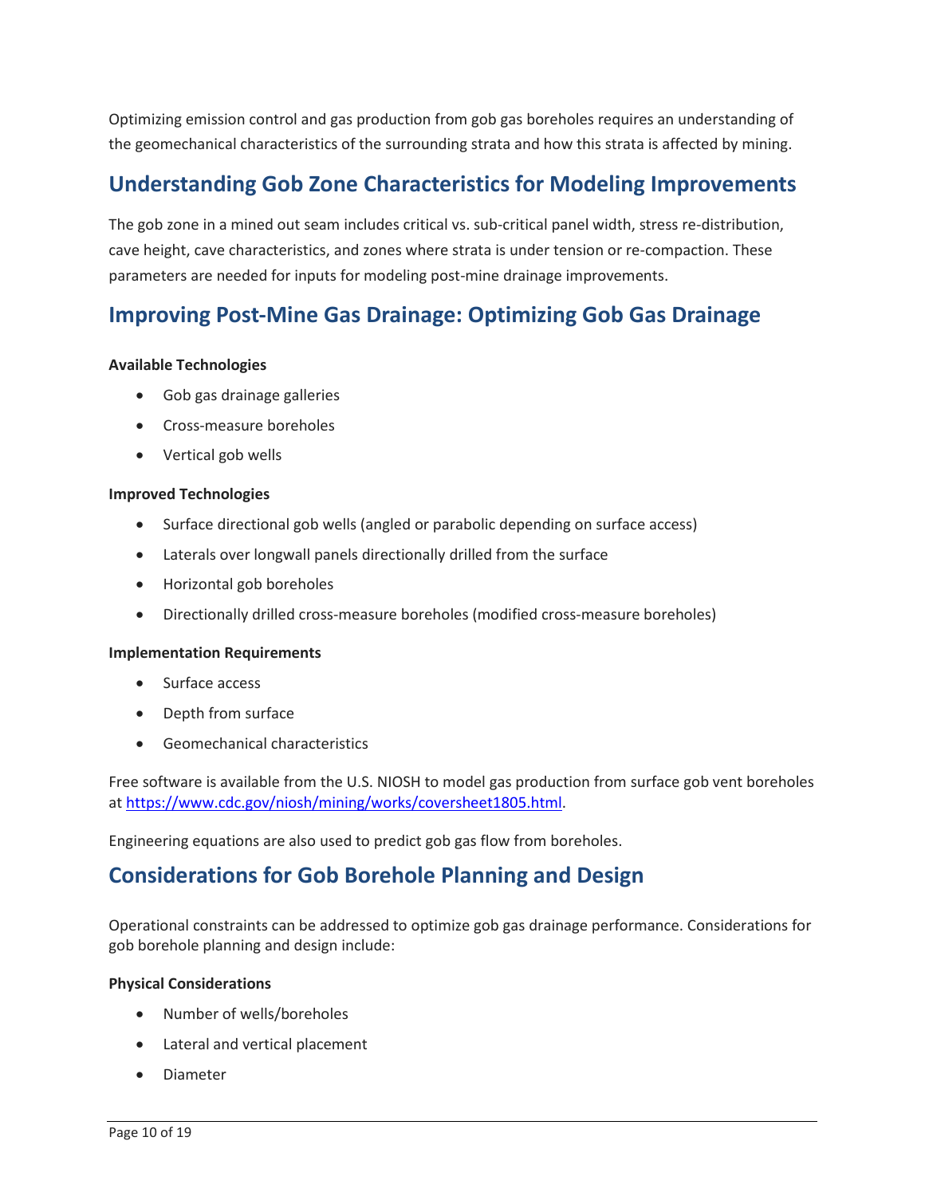Optimizing emission control and gas production from gob gas boreholes requires an understanding of the geomechanical characteristics of the surrounding strata and how this strata is affected by mining.

## Understanding Gob Zone Characteristics for Modeling Improvements

The gob zone in a mined out seam includes critical vs. sub-critical panel width, stress re-distribution, cave height, cave characteristics, and zones where strata is under tension or re-compaction. These parameters are needed for inputs for modeling post-mine drainage improvements.

## Improving Post-Mine Gas Drainage: Optimizing Gob Gas Drainage

**Available Technologies**

- Gob gas drainage galleries
- Cross-measure boreholes
- Vertical gob wells

**Improved Technologies**

- Surface directional gob wells (angled or parabolic depending on surface access)
- Laterals over longwall panels directionally drilled from the surface
- Horizontal gob boreholes
- Directionally drilled cross-measure boreholes (modified cross-measure boreholes)

**Implementation Requirements**

- Surface access
- Depth from surface
- Geomechanical characteristics

Free software is available from the U.S. NIOSH to model gas production from surface gob vent boreholes at https://www.cdc.gov/niosh/mining/works/coversheet1805.html.

Engineering equations are also used to predict gob gas flow from boreholes.

## Considerations for Gob Borehole Planning and Design

Operational constraints can be addressed to optimize gob gas drainage performance. Considerations for gob borehole planning and design include:

**Physical Considerations**

- Number of wells/boreholes
- Lateral and vertical placement
- Diameter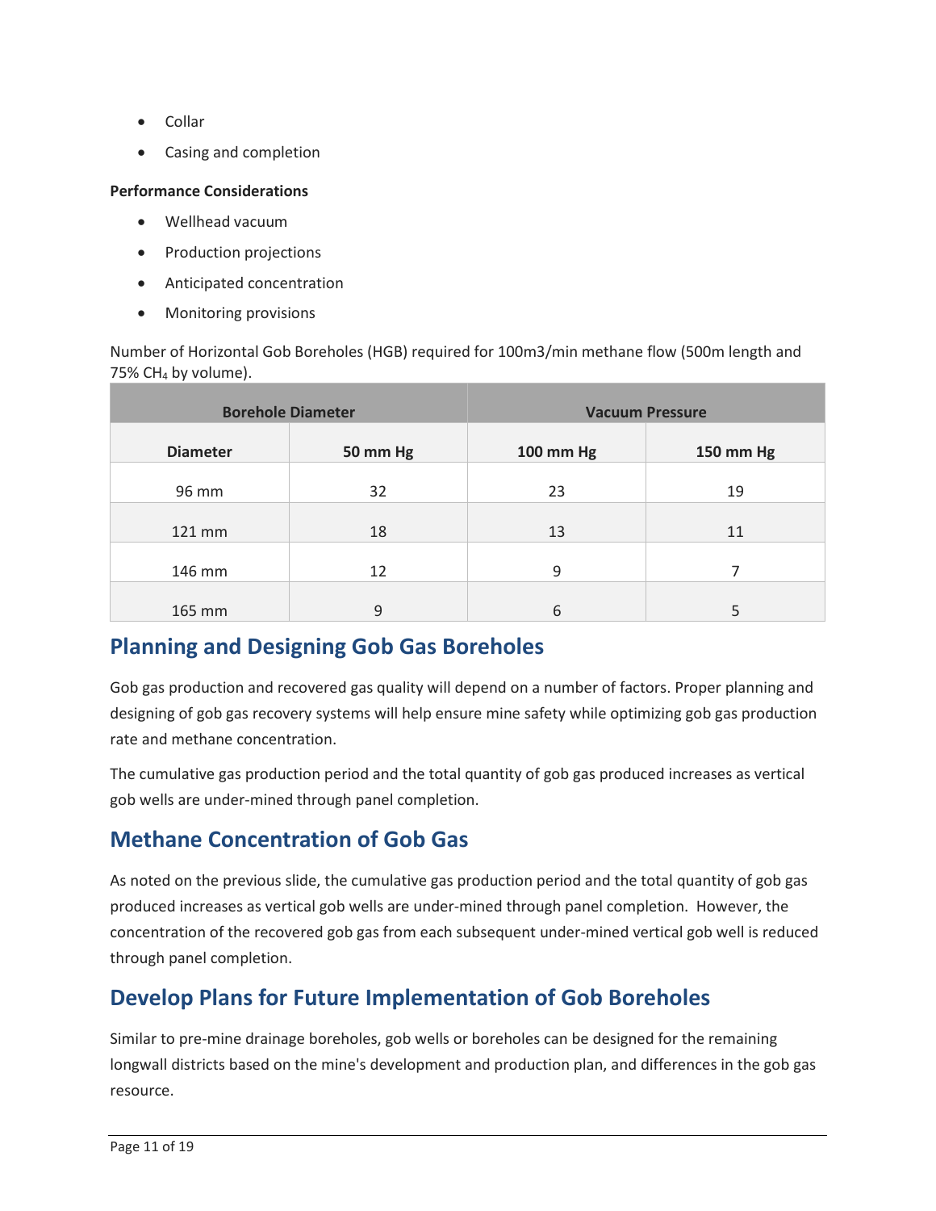- Collar
- Casing and completion

**Performance Considerations**

- Wellhead vacuum
- Production projections
- Anticipated concentration
- Monitoring provisions

Number of Horizontal Gob Boreholes (HGB) required for 100m3/min methane flow (500m length and 75% $CH_4$ by volume).

| Borehole Diameter | | Vacuum Pressure | |
|---|---|---|---|
| **Diameter** | **50 mm Hg** | **100 mm Hg** | **150 mm Hg** |
| 96 mm | 32 | 23 | 19 |
| 121 mm | 18 | 13 | 11 |
| 146 mm | 12 | 9 | 7 |
| 165 mm | 9 | 6 | 5 |

## Planning and Designing Gob Gas Boreholes

Gob gas production and recovered gas quality will depend on a number of factors. Proper planning and designing of gob gas recovery systems will help ensure mine safety while optimizing gob gas production rate and methane concentration.

The cumulative gas production period and the total quantity of gob gas produced increases as vertical gob wells are under-mined through panel completion.

## Methane Concentration of Gob Gas

As noted on the previous slide, the cumulative gas production period and the total quantity of gob gas produced increases as vertical gob wells are under-mined through panel completion. However, the concentration of the recovered gob gas from each subsequent under-mined vertical gob well is reduced through panel completion.

## Develop Plans for Future Implementation of Gob Boreholes

Similar to pre-mine drainage boreholes, gob wells or boreholes can be designed for the remaining longwall districts based on the mine's development and production plan, and differences in the gob gas resource.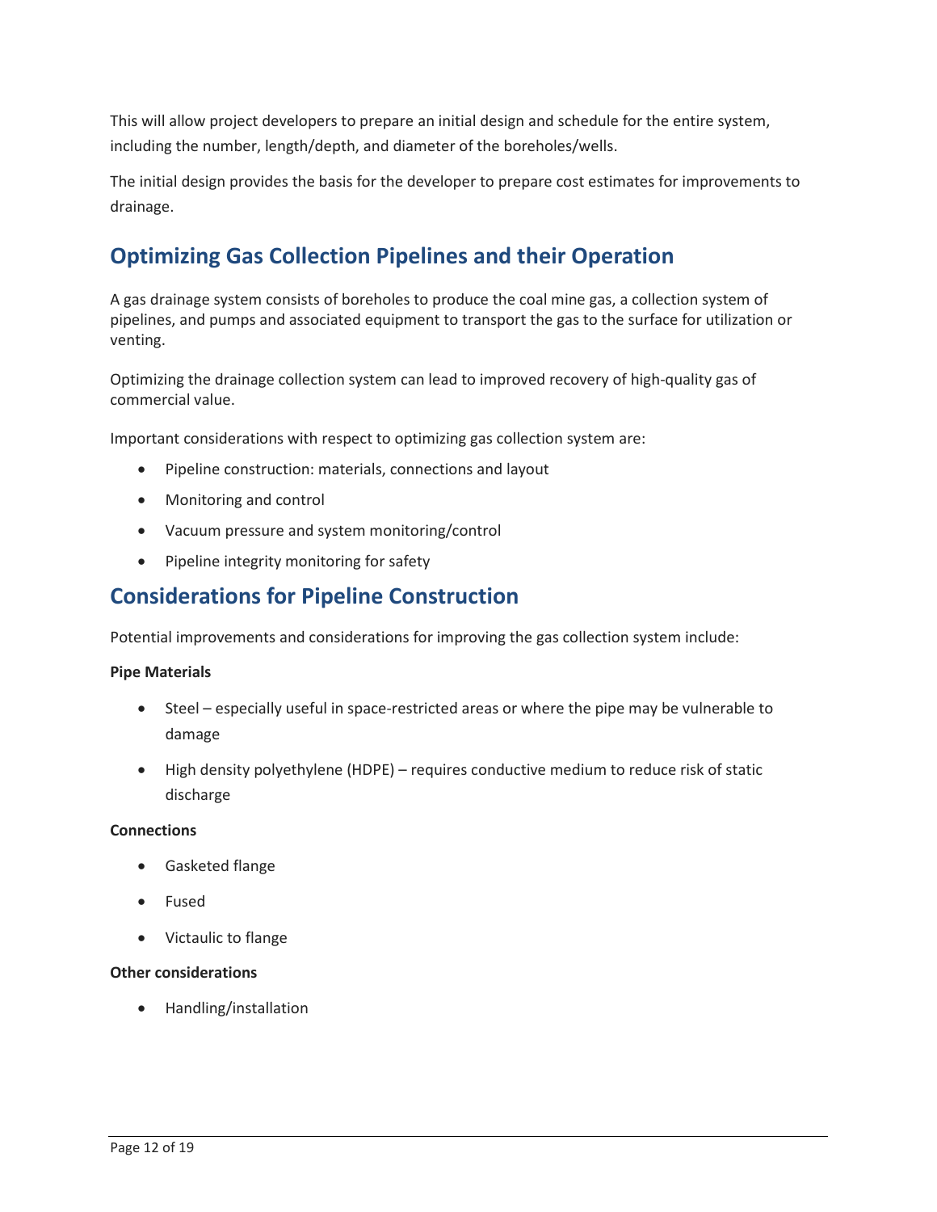This will allow project developers to prepare an initial design and schedule for the entire system, including the number, length/depth, and diameter of the boreholes/wells.

The initial design provides the basis for the developer to prepare cost estimates for improvements to drainage.

## Optimizing Gas Collection Pipelines and their Operation

A gas drainage system consists of boreholes to produce the coal mine gas, a collection system of pipelines, and pumps and associated equipment to transport the gas to the surface for utilization or venting.

Optimizing the drainage collection system can lead to improved recovery of high-quality gas of commercial value.

Important considerations with respect to optimizing gas collection system are:

- Pipeline construction: materials, connections and layout
- Monitoring and control
- Vacuum pressure and system monitoring/control
- Pipeline integrity monitoring for safety

## Considerations for Pipeline Construction

Potential improvements and considerations for improving the gas collection system include:

**Pipe Materials**

- Steel – especially useful in space-restricted areas or where the pipe may be vulnerable to damage
- High density polyethylene (HDPE) – requires conductive medium to reduce risk of static discharge

**Connections**

- Gasketed flange
- Fused
- Victaulic to flange

**Other considerations**

- Handling/installation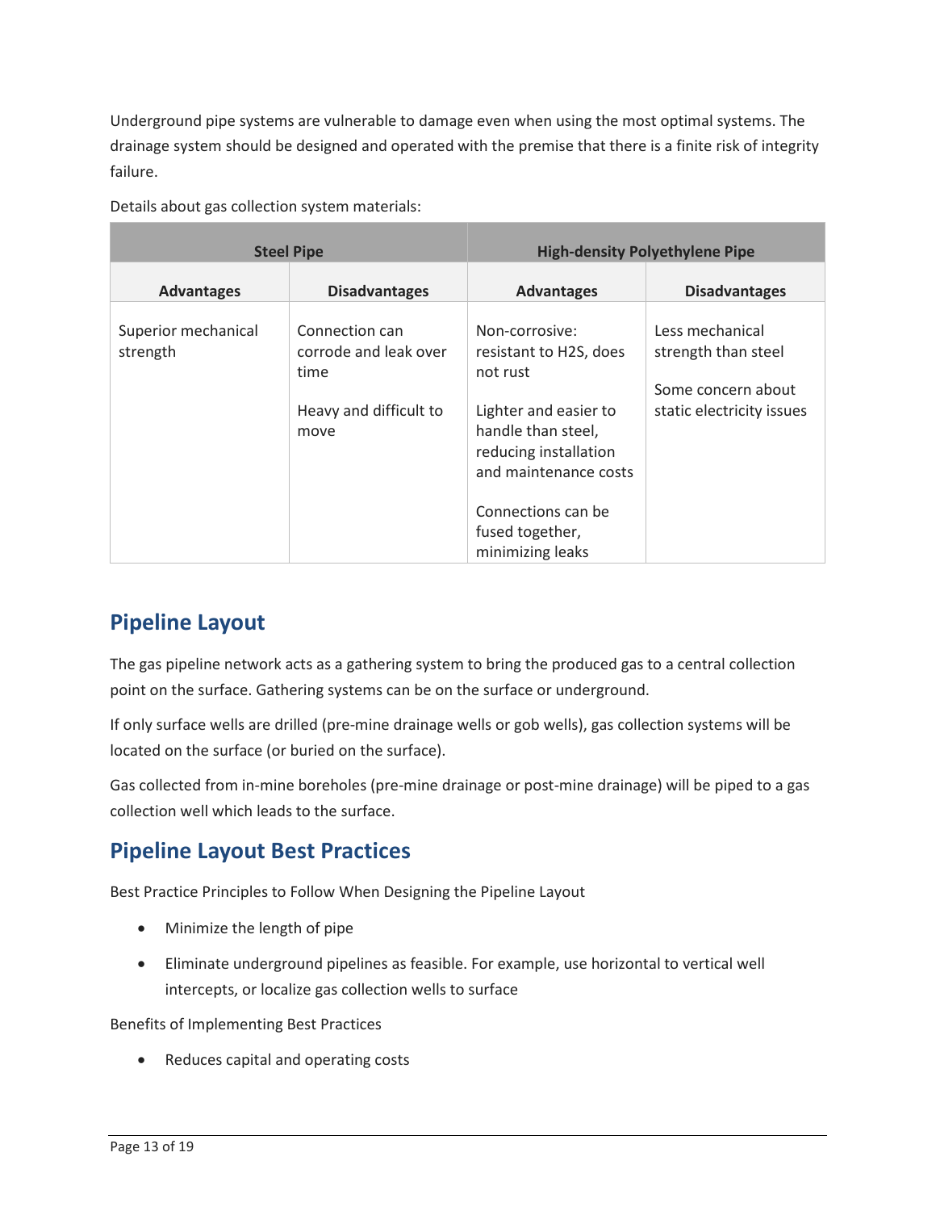Underground pipe systems are vulnerable to damage even when using the most optimal systems. The drainage system should be designed and operated with the premise that there is a finite risk of integrity failure.

Details about gas collection system materials:

| Steel Pipe | | High-density Polyethylene Pipe | |
|---|---|---|---|
| **Advantages** | **Disadvantages** | **Advantages** | **Disadvantages** |
| Superior mechanical strength | Connection can corrode and leak over time<br><br>Heavy and difficult to move | Non-corrosive: resistant to $H_2S$, does not rust<br><br>Lighter and easier to handle than steel, reducing installation and maintenance costs<br><br>Connections can be fused together, minimizing leaks | Less mechanical strength than steel<br><br>Some concern about static electricity issues |

## Pipeline Layout

The gas pipeline network acts as a gathering system to bring the produced gas to a central collection point on the surface. Gathering systems can be on the surface or underground.

If only surface wells are drilled (pre-mine drainage wells or gob wells), gas collection systems will be located on the surface (or buried on the surface).

Gas collected from in-mine boreholes (pre-mine drainage or post-mine drainage) will be piped to a gas collection well which leads to the surface.

## Pipeline Layout Best Practices

Best Practice Principles to Follow When Designing the Pipeline Layout

- Minimize the length of pipe
- Eliminate underground pipelines as feasible. For example, use horizontal to vertical well intercepts, or localize gas collection wells to surface

Benefits of Implementing Best Practices

- Reduces capital and operating costs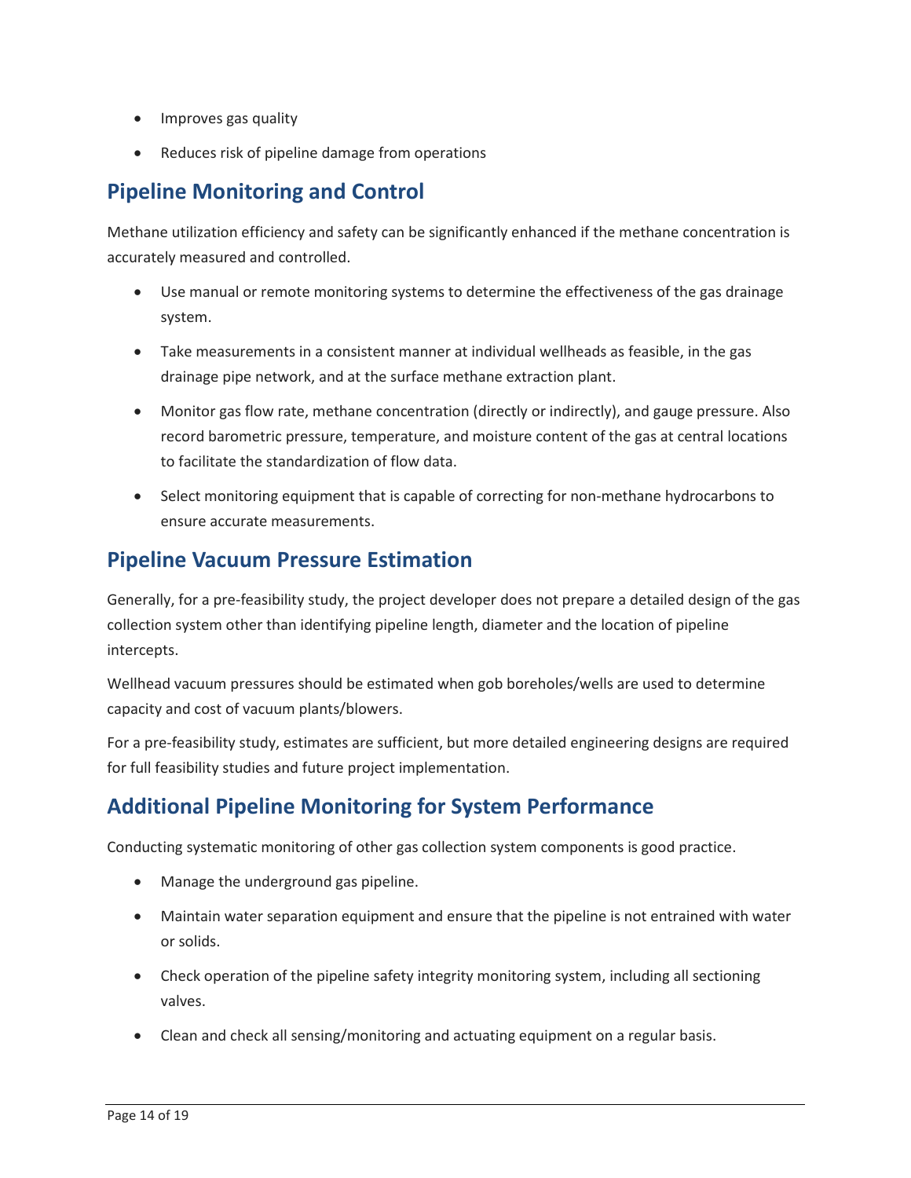- Improves gas quality
- Reduces risk of pipeline damage from operations

## Pipeline Monitoring and Control

Methane utilization efficiency and safety can be significantly enhanced if the methane concentration is accurately measured and controlled.

- Use manual or remote monitoring systems to determine the effectiveness of the gas drainage system.
- Take measurements in a consistent manner at individual wellheads as feasible, in the gas drainage pipe network, and at the surface methane extraction plant.
- Monitor gas flow rate, methane concentration (directly or indirectly), and gauge pressure. Also record barometric pressure, temperature, and moisture content of the gas at central locations to facilitate the standardization of flow data.
- Select monitoring equipment that is capable of correcting for non-methane hydrocarbons to ensure accurate measurements.

## Pipeline Vacuum Pressure Estimation

Generally, for a pre-feasibility study, the project developer does not prepare a detailed design of the gas collection system other than identifying pipeline length, diameter and the location of pipeline intercepts.

Wellhead vacuum pressures should be estimated when gob boreholes/wells are used to determine capacity and cost of vacuum plants/blowers.

For a pre-feasibility study, estimates are sufficient, but more detailed engineering designs are required for full feasibility studies and future project implementation.

## Additional Pipeline Monitoring for System Performance

Conducting systematic monitoring of other gas collection system components is good practice.

- Manage the underground gas pipeline.
- Maintain water separation equipment and ensure that the pipeline is not entrained with water or solids.
- Check operation of the pipeline safety integrity monitoring system, including all sectioning valves.
- Clean and check all sensing/monitoring and actuating equipment on a regular basis.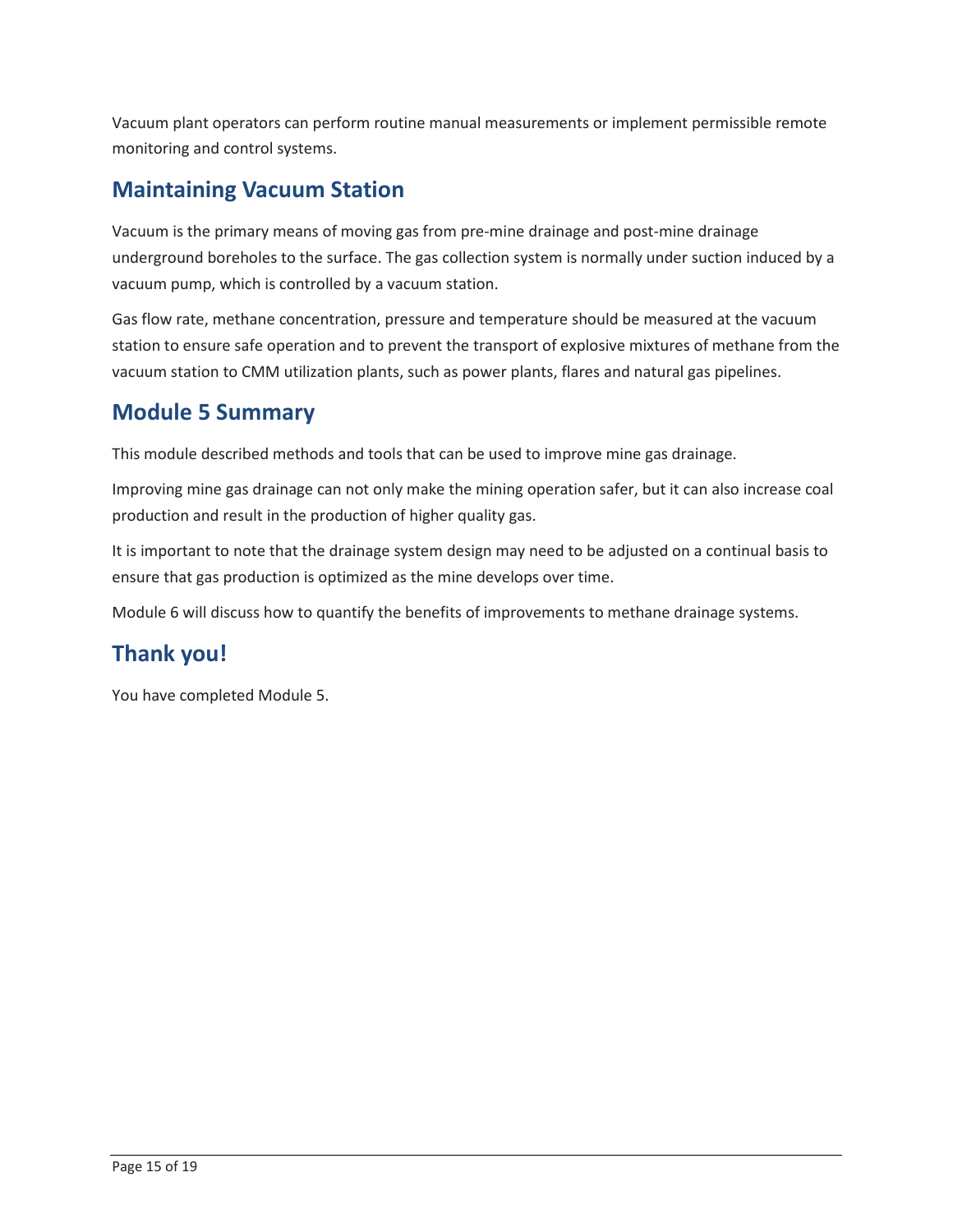Vacuum plant operators can perform routine manual measurements or implement permissible remote monitoring and control systems.

## Maintaining Vacuum Station

Vacuum is the primary means of moving gas from pre-mine drainage and post-mine drainage underground boreholes to the surface. The gas collection system is normally under suction induced by a vacuum pump, which is controlled by a vacuum station.

Gas flow rate, methane concentration, pressure and temperature should be measured at the vacuum station to ensure safe operation and to prevent the transport of explosive mixtures of methane from the vacuum station to CMM utilization plants, such as power plants, flares and natural gas pipelines.

## Module 5 Summary

This module described methods and tools that can be used to improve mine gas drainage.

Improving mine gas drainage can not only make the mining operation safer, but it can also increase coal production and result in the production of higher quality gas.

It is important to note that the drainage system design may need to be adjusted on a continual basis to ensure that gas production is optimized as the mine develops over time.

Module 6 will discuss how to quantify the benefits of improvements to methane drainage systems.

## Thank you!

You have completed Module 5.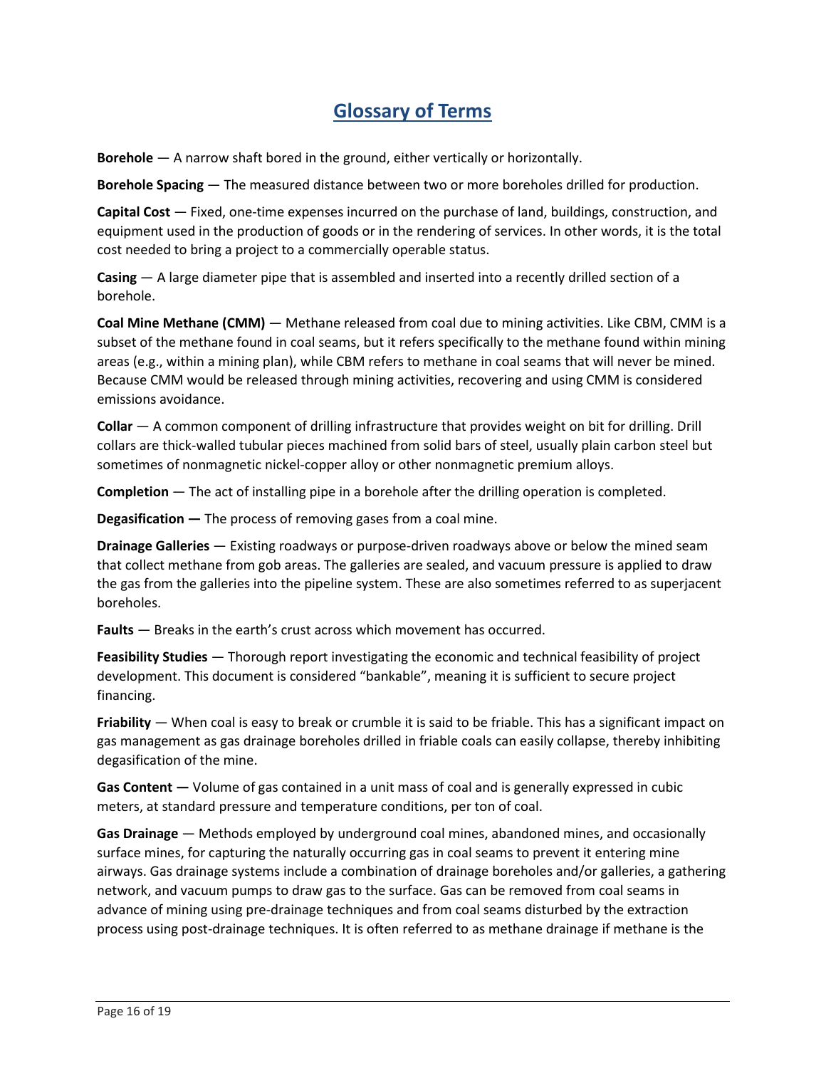# Glossary of Terms

**Borehole** — A narrow shaft bored in the ground, either vertically or horizontally.

**Borehole Spacing** — The measured distance between two or more boreholes drilled for production.

**Capital Cost** — Fixed, one-time expenses incurred on the purchase of land, buildings, construction, and equipment used in the production of goods or in the rendering of services. In other words, it is the total cost needed to bring a project to a commercially operable status.

**Casing** — A large diameter pipe that is assembled and inserted into a recently drilled section of a borehole.

**Coal Mine Methane (CMM)** — Methane released from coal due to mining activities. Like CBM, CMM is a subset of the methane found in coal seams, but it refers specifically to the methane found within mining areas (e.g., within a mining plan), while CBM refers to methane in coal seams that will never be mined. Because CMM would be released through mining activities, recovering and using CMM is considered emissions avoidance.

**Collar** — A common component of drilling infrastructure that provides weight on bit for drilling. Drill collars are thick-walled tubular pieces machined from solid bars of steel, usually plain carbon steel but sometimes of nonmagnetic nickel-copper alloy or other nonmagnetic premium alloys.

**Completion** — The act of installing pipe in a borehole after the drilling operation is completed.

**Degasification —** The process of removing gases from a coal mine.

**Drainage Galleries** — Existing roadways or purpose-driven roadways above or below the mined seam that collect methane from gob areas. The galleries are sealed, and vacuum pressure is applied to draw the gas from the galleries into the pipeline system. These are also sometimes referred to as superjacent boreholes.

**Faults** — Breaks in the earth's crust across which movement has occurred.

**Feasibility Studies** — Thorough report investigating the economic and technical feasibility of project development. This document is considered "bankable", meaning it is sufficient to secure project financing.

**Friability** — When coal is easy to break or crumble it is said to be friable. This has a significant impact on gas management as gas drainage boreholes drilled in friable coals can easily collapse, thereby inhibiting degasification of the mine.

**Gas Content —** Volume of gas contained in a unit mass of coal and is generally expressed in cubic meters, at standard pressure and temperature conditions, per ton of coal.

**Gas Drainage** — Methods employed by underground coal mines, abandoned mines, and occasionally surface mines, for capturing the naturally occurring gas in coal seams to prevent it entering mine airways. Gas drainage systems include a combination of drainage boreholes and/or galleries, a gathering network, and vacuum pumps to draw gas to the surface. Gas can be removed from coal seams in advance of mining using pre-drainage techniques and from coal seams disturbed by the extraction process using post-drainage techniques. It is often referred to as methane drainage if methane is the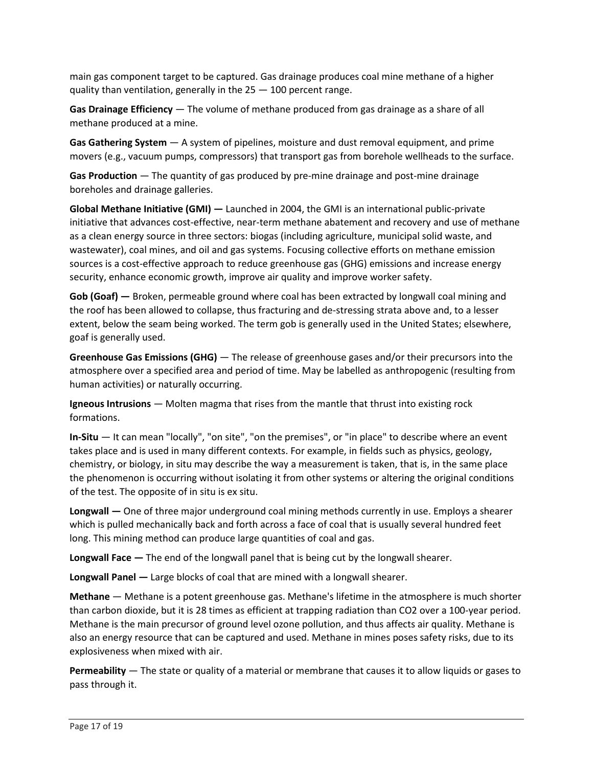main gas component target to be captured. Gas drainage produces coal mine methane of a higher quality than ventilation, generally in the 25 — 100 percent range.

**Gas Drainage Efficiency** — The volume of methane produced from gas drainage as a share of all methane produced at a mine.

**Gas Gathering System** — A system of pipelines, moisture and dust removal equipment, and prime movers (e.g., vacuum pumps, compressors) that transport gas from borehole wellheads to the surface.

**Gas Production** — The quantity of gas produced by pre-mine drainage and post-mine drainage boreholes and drainage galleries.

**Global Methane Initiative (GMI) —** Launched in 2004, the GMI is an international public-private initiative that advances cost-effective, near-term methane abatement and recovery and use of methane as a clean energy source in three sectors: biogas (including agriculture, municipal solid waste, and wastewater), coal mines, and oil and gas systems. Focusing collective efforts on methane emission sources is a cost-effective approach to reduce greenhouse gas (GHG) emissions and increase energy security, enhance economic growth, improve air quality and improve worker safety.

**Gob (Goaf) —** Broken, permeable ground where coal has been extracted by longwall coal mining and the roof has been allowed to collapse, thus fracturing and de-stressing strata above and, to a lesser extent, below the seam being worked. The term gob is generally used in the United States; elsewhere, goaf is generally used.

**Greenhouse Gas Emissions (GHG)** — The release of greenhouse gases and/or their precursors into the atmosphere over a specified area and period of time. May be labelled as anthropogenic (resulting from human activities) or naturally occurring.

**Igneous Intrusions** — Molten magma that rises from the mantle that thrust into existing rock formations.

**In-Situ** — It can mean "locally", "on site", "on the premises", or "in place" to describe where an event takes place and is used in many different contexts. For example, in fields such as physics, geology, chemistry, or biology, in situ may describe the way a measurement is taken, that is, in the same place the phenomenon is occurring without isolating it from other systems or altering the original conditions of the test. The opposite of in situ is ex situ.

**Longwall —** One of three major underground coal mining methods currently in use. Employs a shearer which is pulled mechanically back and forth across a face of coal that is usually several hundred feet long. This mining method can produce large quantities of coal and gas.

**Longwall Face —** The end of the longwall panel that is being cut by the longwall shearer.

**Longwall Panel —** Large blocks of coal that are mined with a longwall shearer.

**Methane** — Methane is a potent greenhouse gas. Methane's lifetime in the atmosphere is much shorter than carbon dioxide, but it is 28 times as efficient at trapping radiation than $CO_2$ over a 100-year period. Methane is the main precursor of ground level ozone pollution, and thus affects air quality. Methane is also an energy resource that can be captured and used. Methane in mines poses safety risks, due to its explosiveness when mixed with air.

**Permeability** — The state or quality of a material or membrane that causes it to allow liquids or gases to pass through it.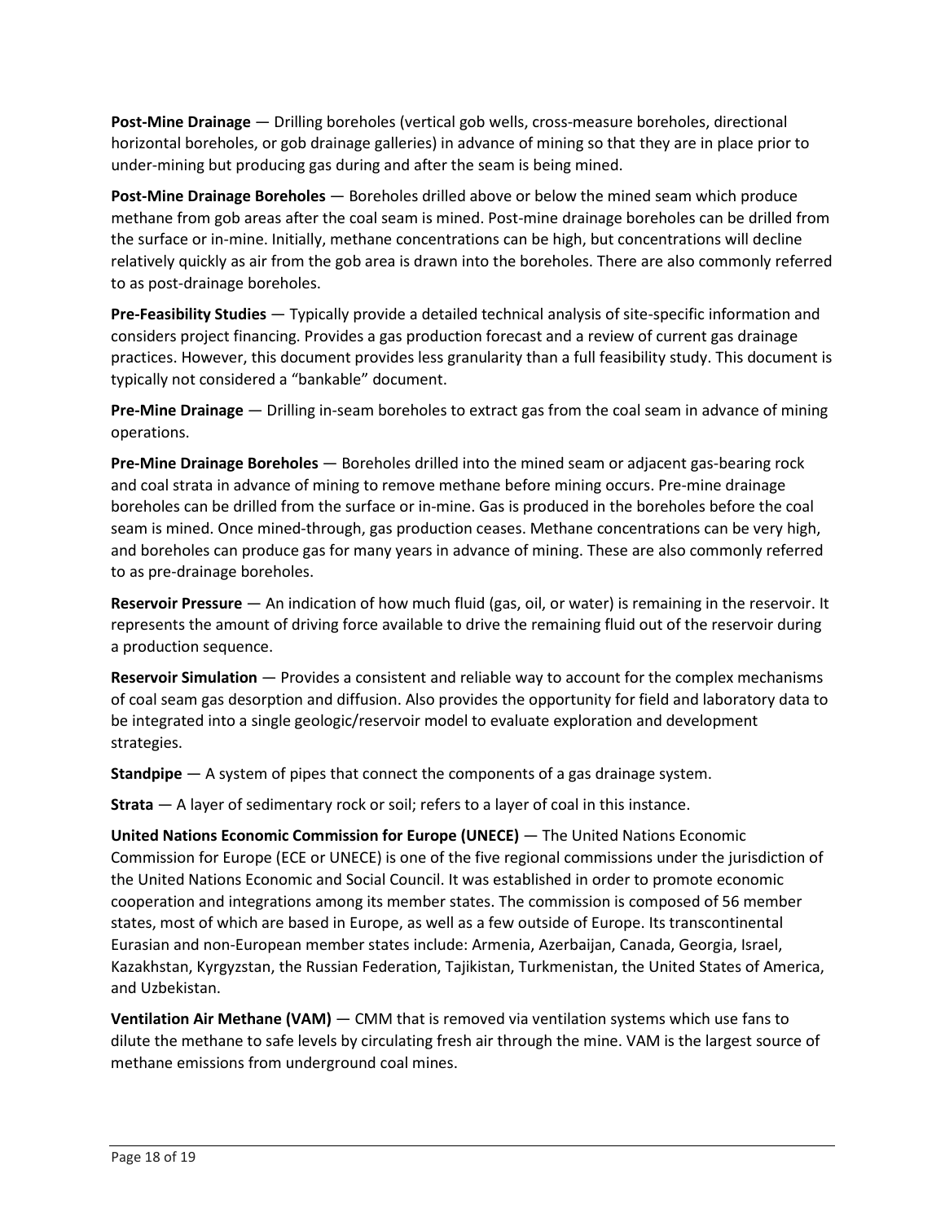**Post-Mine Drainage** — Drilling boreholes (vertical gob wells, cross-measure boreholes, directional horizontal boreholes, or gob drainage galleries) in advance of mining so that they are in place prior to under-mining but producing gas during and after the seam is being mined.

**Post-Mine Drainage Boreholes** — Boreholes drilled above or below the mined seam which produce methane from gob areas after the coal seam is mined. Post-mine drainage boreholes can be drilled from the surface or in-mine. Initially, methane concentrations can be high, but concentrations will decline relatively quickly as air from the gob area is drawn into the boreholes. There are also commonly referred to as post-drainage boreholes.

**Pre-Feasibility Studies** — Typically provide a detailed technical analysis of site-specific information and considers project financing. Provides a gas production forecast and a review of current gas drainage practices. However, this document provides less granularity than a full feasibility study. This document is typically not considered a "bankable" document.

**Pre-Mine Drainage** — Drilling in-seam boreholes to extract gas from the coal seam in advance of mining operations.

**Pre-Mine Drainage Boreholes** — Boreholes drilled into the mined seam or adjacent gas-bearing rock and coal strata in advance of mining to remove methane before mining occurs. Pre-mine drainage boreholes can be drilled from the surface or in-mine. Gas is produced in the boreholes before the coal seam is mined. Once mined-through, gas production ceases. Methane concentrations can be very high, and boreholes can produce gas for many years in advance of mining. These are also commonly referred to as pre-drainage boreholes.

**Reservoir Pressure** — An indication of how much fluid (gas, oil, or water) is remaining in the reservoir. It represents the amount of driving force available to drive the remaining fluid out of the reservoir during a production sequence.

**Reservoir Simulation** — Provides a consistent and reliable way to account for the complex mechanisms of coal seam gas desorption and diffusion. Also provides the opportunity for field and laboratory data to be integrated into a single geologic/reservoir model to evaluate exploration and development strategies.

**Standpipe** — A system of pipes that connect the components of a gas drainage system.

**Strata** — A layer of sedimentary rock or soil; refers to a layer of coal in this instance.

**United Nations Economic Commission for Europe (UNECE)** — The United Nations Economic Commission for Europe (ECE or UNECE) is one of the five regional commissions under the jurisdiction of the United Nations Economic and Social Council. It was established in order to promote economic cooperation and integrations among its member states. The commission is composed of 56 member states, most of which are based in Europe, as well as a few outside of Europe. Its transcontinental Eurasian and non-European member states include: Armenia, Azerbaijan, Canada, Georgia, Israel, Kazakhstan, Kyrgyzstan, the Russian Federation, Tajikistan, Turkmenistan, the United States of America, and Uzbekistan.

**Ventilation Air Methane (VAM)** — CMM that is removed via ventilation systems which use fans to dilute the methane to safe levels by circulating fresh air through the mine. VAM is the largest source of methane emissions from underground coal mines.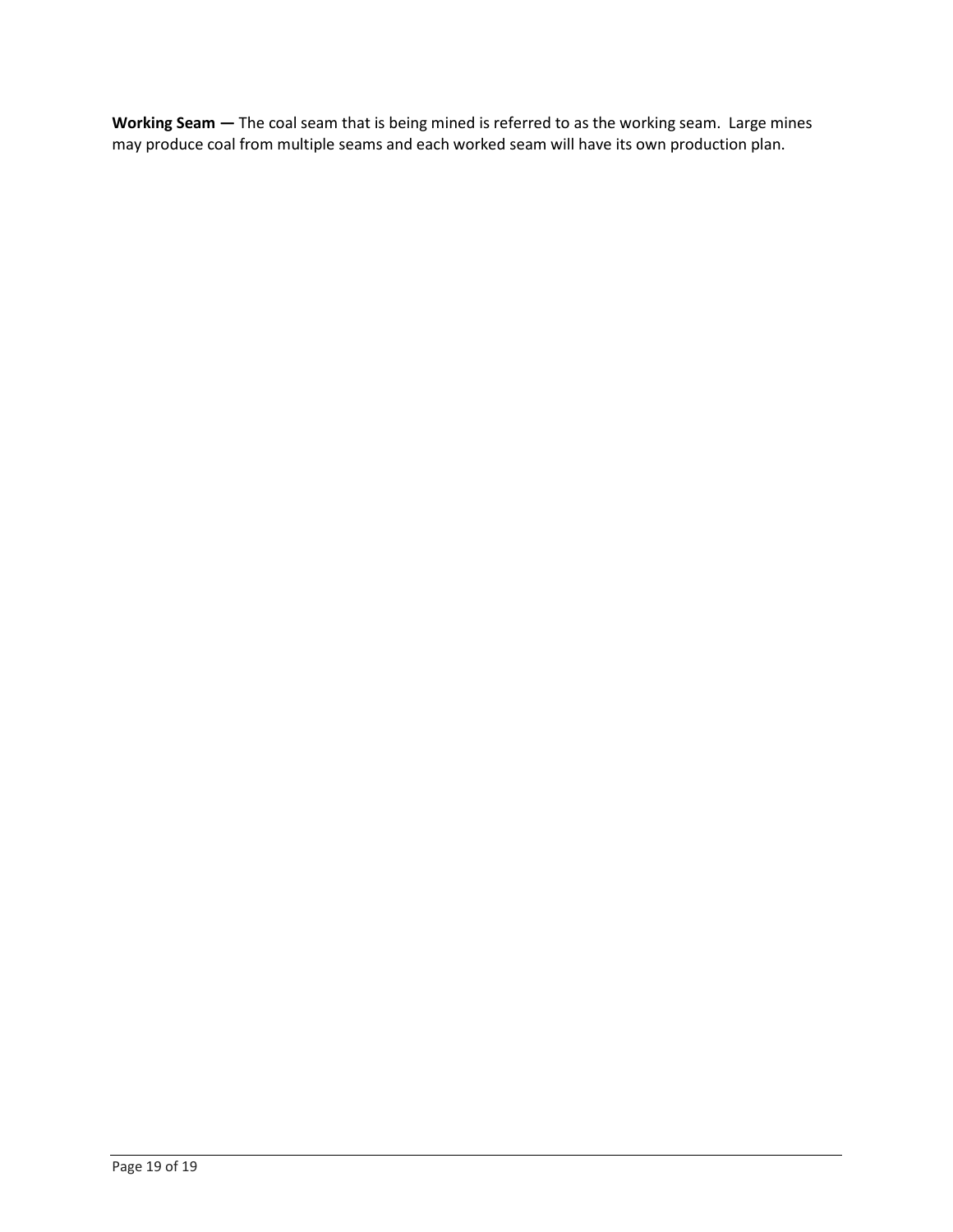**Working Seam —** The coal seam that is being mined is referred to as the working seam. Large mines may produce coal from multiple seams and each worked seam will have its own production plan.